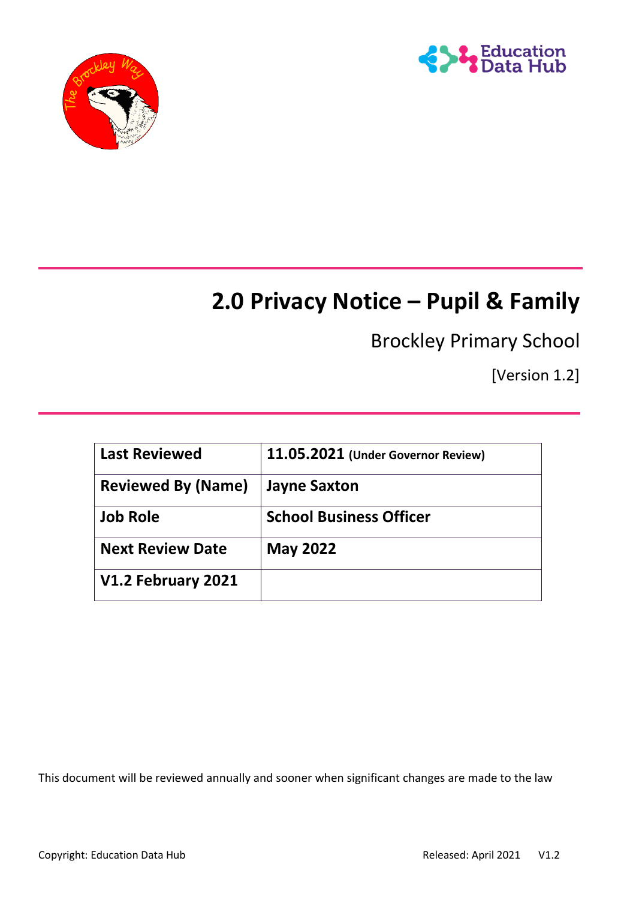# 2.0 Privacy Notice – Pupil & Family

Brockley Primary School

[Version 1.2]

| Last Reviewed | 11.05.2021 (Under Governor Review) |
|---|---|
| Reviewed By (Name) | Jayne Saxton |
| Job Role | School Business Officer |
| Next Review Date | May 2022 |
| V1.2 February 2021 | |

This document will be reviewed annually and sooner when significant changes are made to the law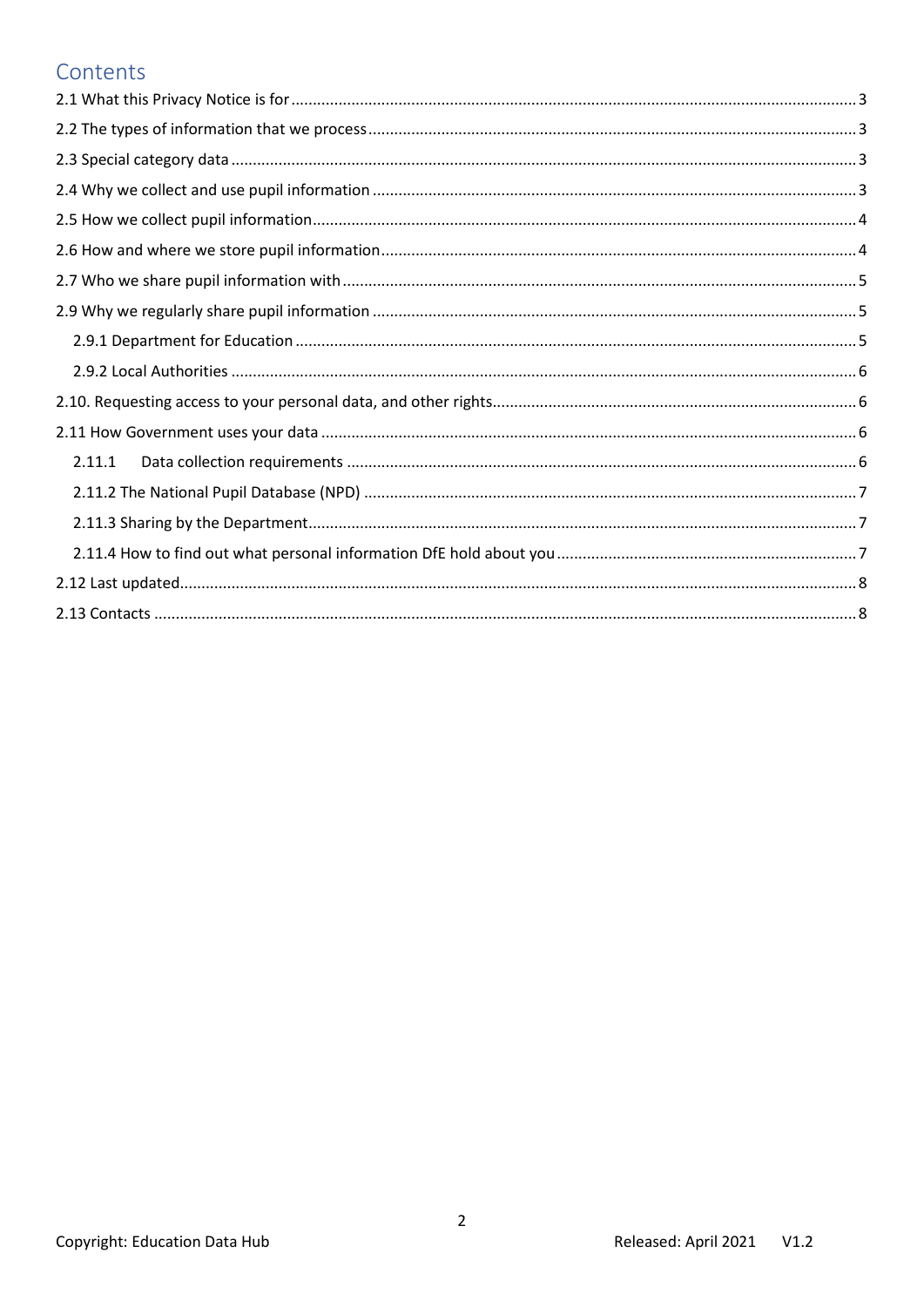# Contents

- 2.1 What this Privacy Notice is for ..... 3
- 2.2 The types of information that we process ..... 3
- 2.3 Special category data ..... 3
- 2.4 Why we collect and use pupil information ..... 3
- 2.5 How we collect pupil information ..... 4
- 2.6 How and where we store pupil information ..... 4
- 2.7 Who we share pupil information with ..... 5
- 2.9 Why we regularly share pupil information ..... 5
  - 2.9.1 Department for Education ..... 5
  - 2.9.2 Local Authorities ..... 6
- 2.10. Requesting access to your personal data, and other rights ..... 6
- 2.11 How Government uses your data ..... 6
  - 2.11.1 Data collection requirements ..... 6
  - 2.11.2 The National Pupil Database (NPD) ..... 7
  - 2.11.3 Sharing by the Department ..... 7
  - 2.11.4 How to find out what personal information DfE hold about you ..... 7
- 2.12 Last updated ..... 8
- 2.13 Contacts ..... 8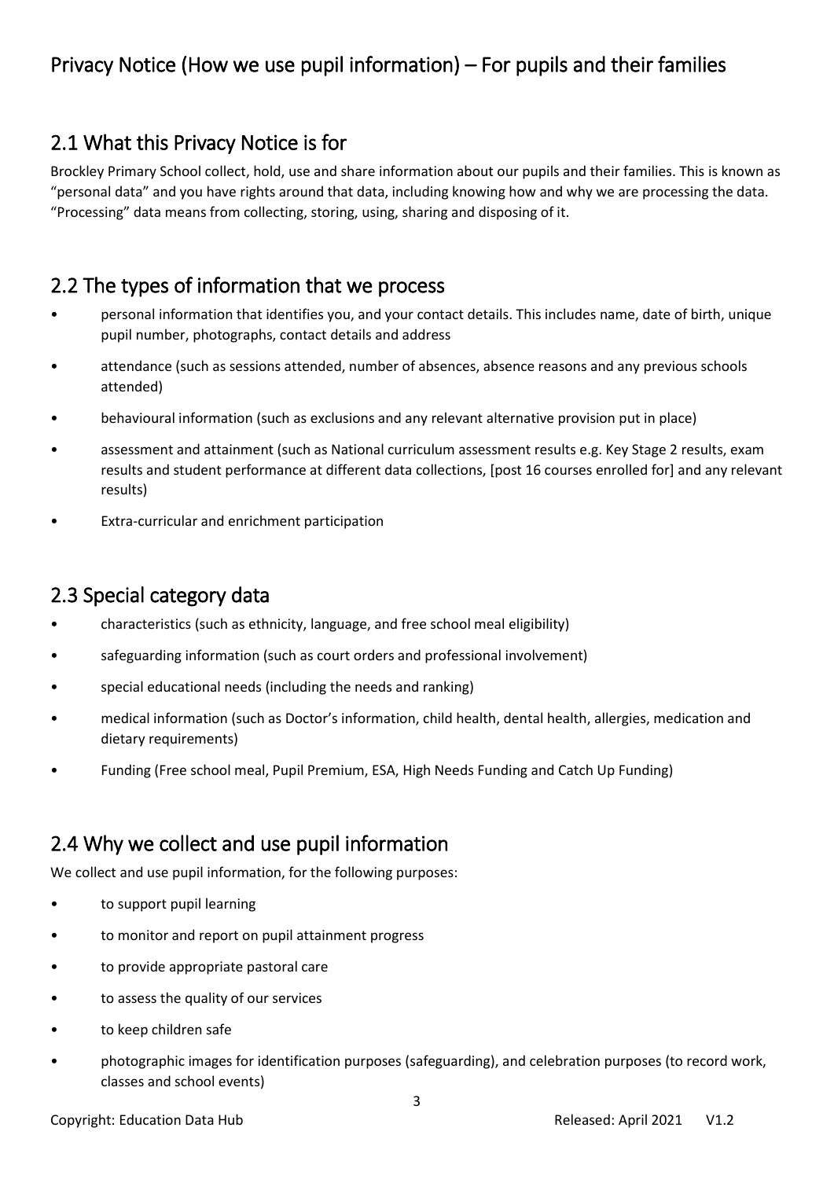# Privacy Notice (How we use pupil information) – For pupils and their families

## 2.1 What this Privacy Notice is for

Brockley Primary School collect, hold, use and share information about our pupils and their families. This is known as "personal data" and you have rights around that data, including knowing how and why we are processing the data. "Processing" data means from collecting, storing, using, sharing and disposing of it.

## 2.2 The types of information that we process

- personal information that identifies you, and your contact details. This includes name, date of birth, unique pupil number, photographs, contact details and address
- attendance (such as sessions attended, number of absences, absence reasons and any previous schools attended)
- behavioural information (such as exclusions and any relevant alternative provision put in place)
- assessment and attainment (such as National curriculum assessment results e.g. Key Stage 2 results, exam results and student performance at different data collections, [post 16 courses enrolled for] and any relevant results)
- Extra-curricular and enrichment participation

## 2.3 Special category data

- characteristics (such as ethnicity, language, and free school meal eligibility)
- safeguarding information (such as court orders and professional involvement)
- special educational needs (including the needs and ranking)
- medical information (such as Doctor's information, child health, dental health, allergies, medication and dietary requirements)
- Funding (Free school meal, Pupil Premium, ESA, High Needs Funding and Catch Up Funding)

## 2.4 Why we collect and use pupil information

We collect and use pupil information, for the following purposes:

- to support pupil learning
- to monitor and report on pupil attainment progress
- to provide appropriate pastoral care
- to assess the quality of our services
- to keep children safe
- photographic images for identification purposes (safeguarding), and celebration purposes (to record work, classes and school events)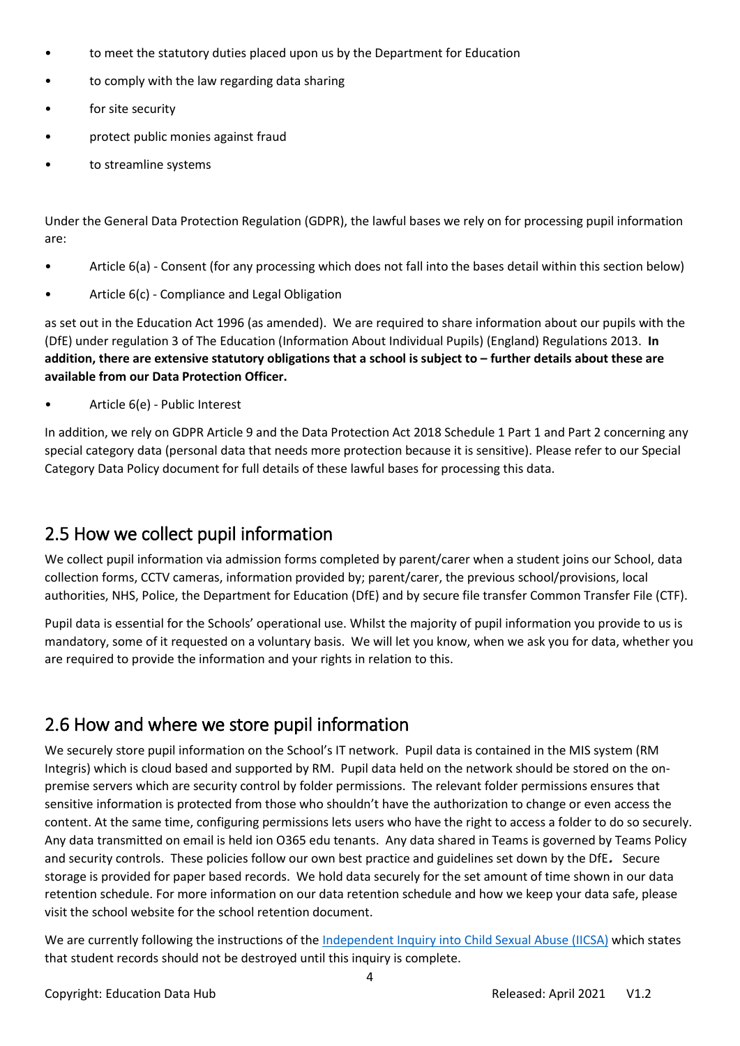- to meet the statutory duties placed upon us by the Department for Education
- to comply with the law regarding data sharing
- for site security
- protect public monies against fraud
- to streamline systems

Under the General Data Protection Regulation (GDPR), the lawful bases we rely on for processing pupil information are:

- Article 6(a) - Consent (for any processing which does not fall into the bases detail within this section below)
- Article 6(c) - Compliance and Legal Obligation

as set out in the Education Act 1996 (as amended). We are required to share information about our pupils with the (DfE) under regulation 3 of The Education (Information About Individual Pupils) (England) Regulations 2013. **In addition, there are extensive statutory obligations that a school is subject to – further details about these are available from our Data Protection Officer.**

- Article 6(e) - Public Interest

In addition, we rely on GDPR Article 9 and the Data Protection Act 2018 Schedule 1 Part 1 and Part 2 concerning any special category data (personal data that needs more protection because it is sensitive). Please refer to our Special Category Data Policy document for full details of these lawful bases for processing this data.

## 2.5 How we collect pupil information

We collect pupil information via admission forms completed by parent/carer when a student joins our School, data collection forms, CCTV cameras, information provided by; parent/carer, the previous school/provisions, local authorities, NHS, Police, the Department for Education (DfE) and by secure file transfer Common Transfer File (CTF).

Pupil data is essential for the Schools' operational use. Whilst the majority of pupil information you provide to us is mandatory, some of it requested on a voluntary basis. We will let you know, when we ask you for data, whether you are required to provide the information and your rights in relation to this.

## 2.6 How and where we store pupil information

We securely store pupil information on the School's IT network. Pupil data is contained in the MIS system (RM Integris) which is cloud based and supported by RM. Pupil data held on the network should be stored on the on-premise servers which are security control by folder permissions. The relevant folder permissions ensures that sensitive information is protected from those who shouldn't have the authorization to change or even access the content. At the same time, configuring permissions lets users who have the right to access a folder to do so securely. Any data transmitted on email is held ion O365 edu tenants. Any data shared in Teams is governed by Teams Policy and security controls. These policies follow our own best practice and guidelines set down by the DfE*.* Secure storage is provided for paper based records. We hold data securely for the set amount of time shown in our data retention schedule. For more information on our data retention schedule and how we keep your data safe, please visit the school website for the school retention document.

We are currently following the instructions of the [Independent Inquiry into Child Sexual Abuse (IICSA)] which states that student records should not be destroyed until this inquiry is complete.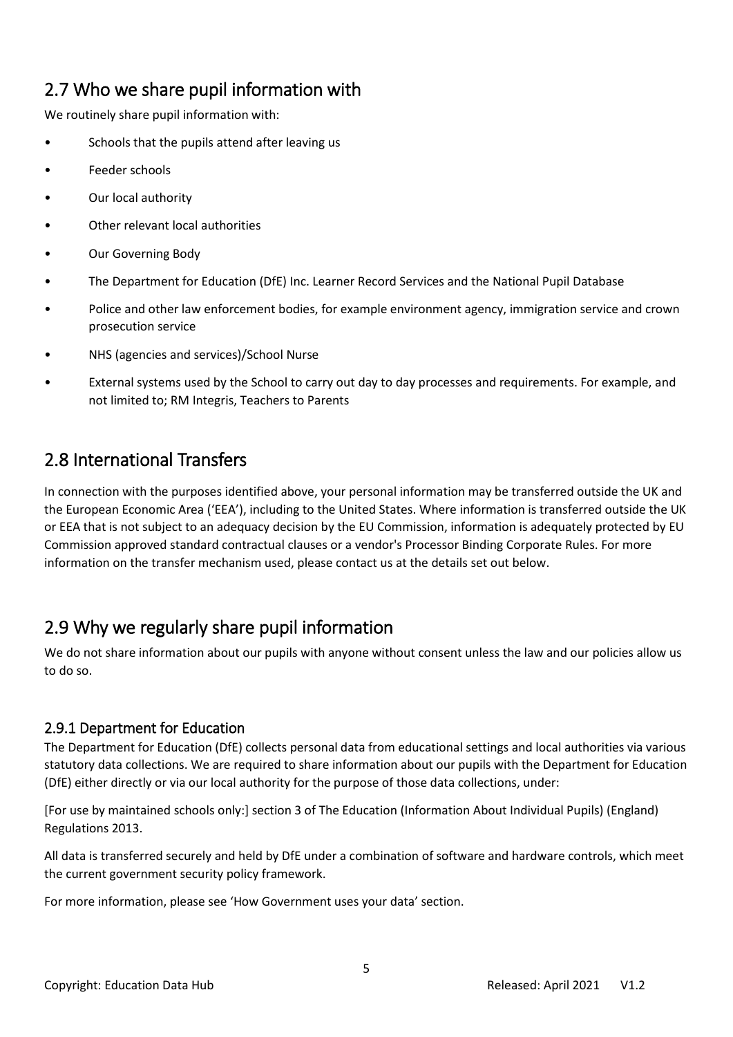## 2.7 Who we share pupil information with

We routinely share pupil information with:

- Schools that the pupils attend after leaving us
- Feeder schools
- Our local authority
- Other relevant local authorities
- Our Governing Body
- The Department for Education (DfE) Inc. Learner Record Services and the National Pupil Database
- Police and other law enforcement bodies, for example environment agency, immigration service and crown prosecution service
- NHS (agencies and services)/School Nurse
- External systems used by the School to carry out day to day processes and requirements. For example, and not limited to; RM Integris, Teachers to Parents

## 2.8 International Transfers

In connection with the purposes identified above, your personal information may be transferred outside the UK and the European Economic Area ('EEA'), including to the United States. Where information is transferred outside the UK or EEA that is not subject to an adequacy decision by the EU Commission, information is adequately protected by EU Commission approved standard contractual clauses or a vendor's Processor Binding Corporate Rules. For more information on the transfer mechanism used, please contact us at the details set out below.

## 2.9 Why we regularly share pupil information

We do not share information about our pupils with anyone without consent unless the law and our policies allow us to do so.

### 2.9.1 Department for Education

The Department for Education (DfE) collects personal data from educational settings and local authorities via various statutory data collections. We are required to share information about our pupils with the Department for Education (DfE) either directly or via our local authority for the purpose of those data collections, under:

[For use by maintained schools only:] section 3 of The Education (Information About Individual Pupils) (England) Regulations 2013.

All data is transferred securely and held by DfE under a combination of software and hardware controls, which meet the current government security policy framework.

For more information, please see 'How Government uses your data' section.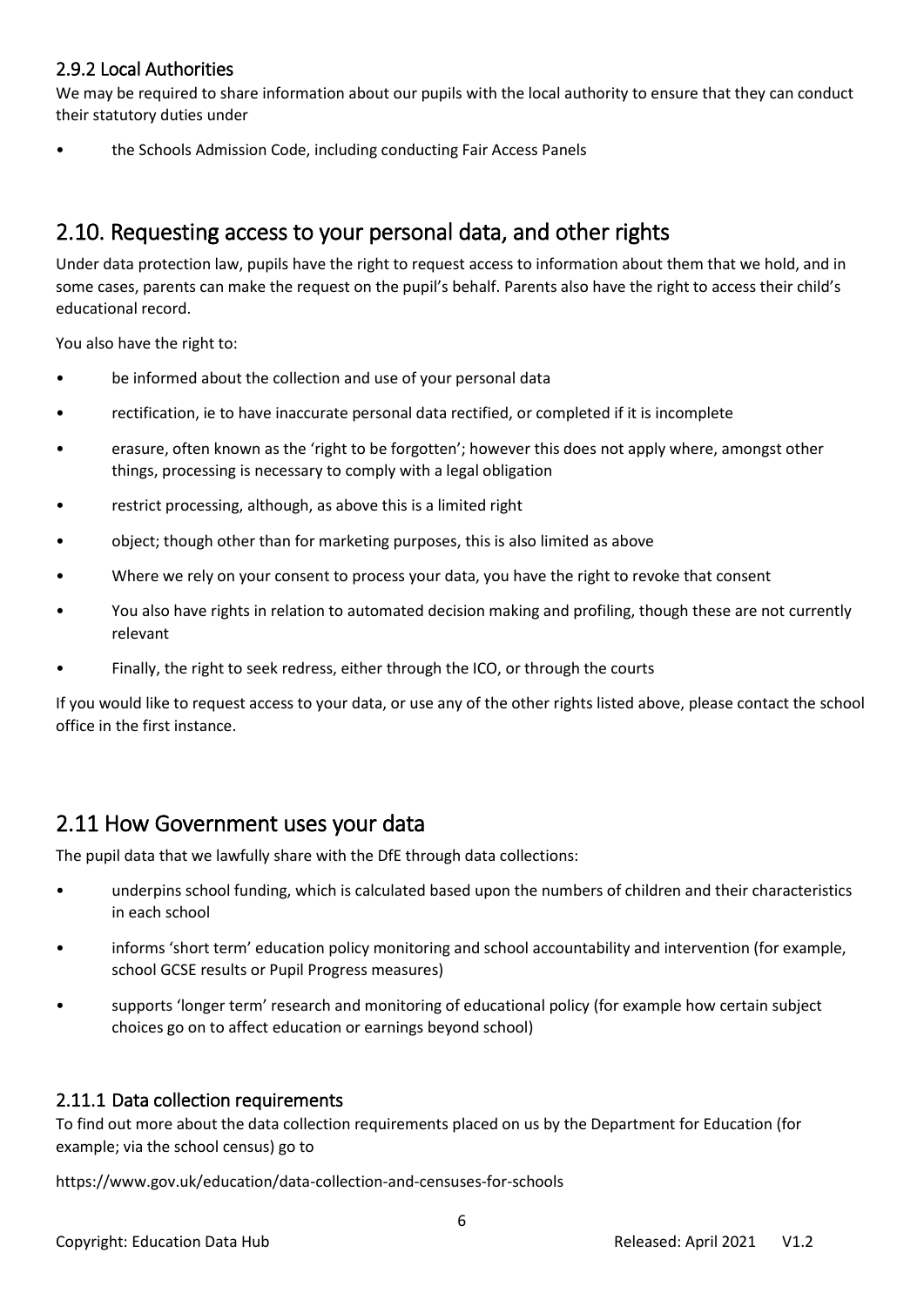### 2.9.2 Local Authorities

We may be required to share information about our pupils with the local authority to ensure that they can conduct their statutory duties under

- the Schools Admission Code, including conducting Fair Access Panels

## 2.10. Requesting access to your personal data, and other rights

Under data protection law, pupils have the right to request access to information about them that we hold, and in some cases, parents can make the request on the pupil's behalf. Parents also have the right to access their child's educational record.

You also have the right to:

- be informed about the collection and use of your personal data
- rectification, ie to have inaccurate personal data rectified, or completed if it is incomplete
- erasure, often known as the 'right to be forgotten'; however this does not apply where, amongst other things, processing is necessary to comply with a legal obligation
- restrict processing, although, as above this is a limited right
- object; though other than for marketing purposes, this is also limited as above
- Where we rely on your consent to process your data, you have the right to revoke that consent
- You also have rights in relation to automated decision making and profiling, though these are not currently relevant
- Finally, the right to seek redress, either through the ICO, or through the courts

If you would like to request access to your data, or use any of the other rights listed above, please contact the school office in the first instance.

## 2.11 How Government uses your data

The pupil data that we lawfully share with the DfE through data collections:

- underpins school funding, which is calculated based upon the numbers of children and their characteristics in each school
- informs 'short term' education policy monitoring and school accountability and intervention (for example, school GCSE results or Pupil Progress measures)
- supports 'longer term' research and monitoring of educational policy (for example how certain subject choices go on to affect education or earnings beyond school)

### 2.11.1 Data collection requirements

To find out more about the data collection requirements placed on us by the Department for Education (for example; via the school census) go to

https://www.gov.uk/education/data-collection-and-censuses-for-schools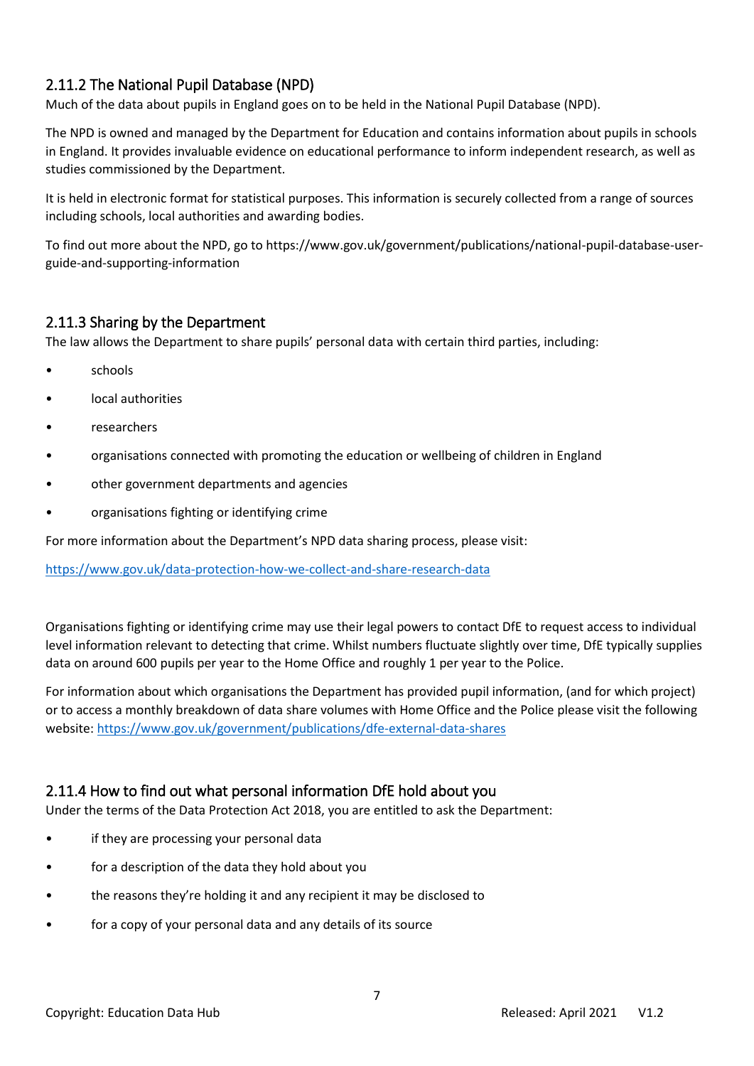### 2.11.2 The National Pupil Database (NPD)

Much of the data about pupils in England goes on to be held in the National Pupil Database (NPD).

The NPD is owned and managed by the Department for Education and contains information about pupils in schools in England. It provides invaluable evidence on educational performance to inform independent research, as well as studies commissioned by the Department.

It is held in electronic format for statistical purposes. This information is securely collected from a range of sources including schools, local authorities and awarding bodies.

To find out more about the NPD, go to https://www.gov.uk/government/publications/national-pupil-database-user-guide-and-supporting-information

### 2.11.3 Sharing by the Department

The law allows the Department to share pupils' personal data with certain third parties, including:

- schools
- local authorities
- researchers
- organisations connected with promoting the education or wellbeing of children in England
- other government departments and agencies
- organisations fighting or identifying crime

For more information about the Department's NPD data sharing process, please visit:

https://www.gov.uk/data-protection-how-we-collect-and-share-research-data

Organisations fighting or identifying crime may use their legal powers to contact DfE to request access to individual level information relevant to detecting that crime. Whilst numbers fluctuate slightly over time, DfE typically supplies data on around 600 pupils per year to the Home Office and roughly 1 per year to the Police.

For information about which organisations the Department has provided pupil information, (and for which project) or to access a monthly breakdown of data share volumes with Home Office and the Police please visit the following website: https://www.gov.uk/government/publications/dfe-external-data-shares

### 2.11.4 How to find out what personal information DfE hold about you

Under the terms of the Data Protection Act 2018, you are entitled to ask the Department:

- if they are processing your personal data
- for a description of the data they hold about you
- the reasons they're holding it and any recipient it may be disclosed to
- for a copy of your personal data and any details of its source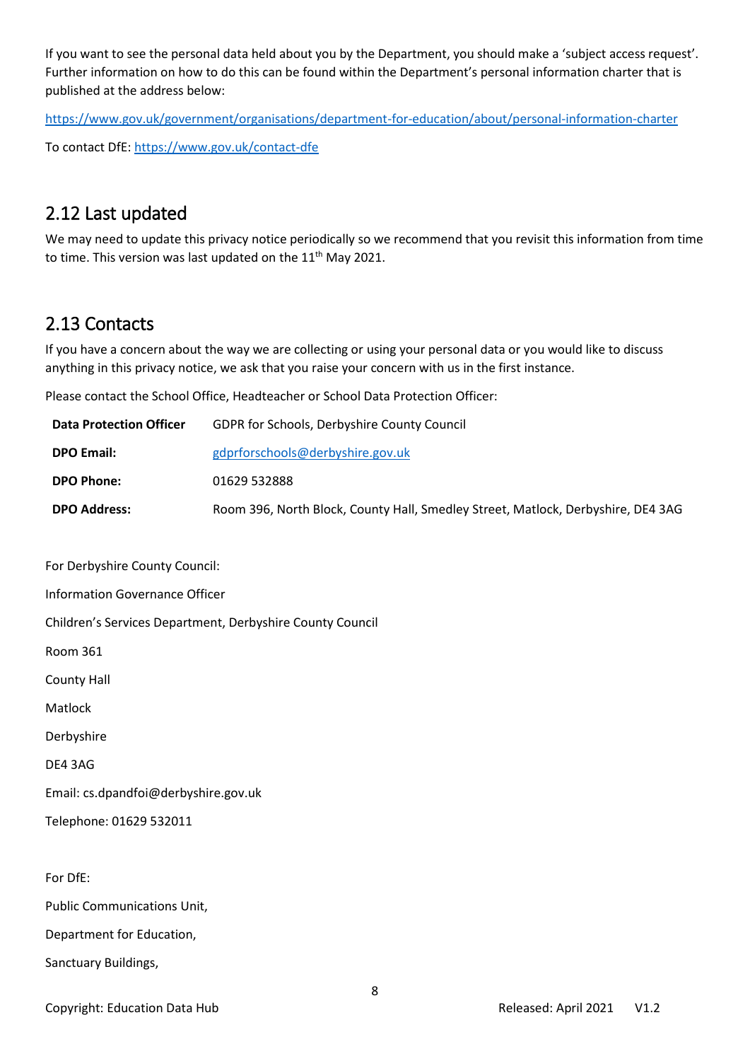If you want to see the personal data held about you by the Department, you should make a 'subject access request'. Further information on how to do this can be found within the Department's personal information charter that is published at the address below:

https://www.gov.uk/government/organisations/department-for-education/about/personal-information-charter

To contact DfE: https://www.gov.uk/contact-dfe

## 2.12 Last updated

We may need to update this privacy notice periodically so we recommend that you revisit this information from time to time. This version was last updated on the 11th May 2021.

## 2.13 Contacts

If you have a concern about the way we are collecting or using your personal data or you would like to discuss anything in this privacy notice, we ask that you raise your concern with us in the first instance.

Please contact the School Office, Headteacher or School Data Protection Officer:

| **Data Protection Officer** | GDPR for Schools, Derbyshire County Council |
|---|---|
| **DPO Email:** | gdprforschools@derbyshire.gov.uk |
| **DPO Phone:** | 01629 532888 |
| **DPO Address:** | Room 396, North Block, County Hall, Smedley Street, Matlock, Derbyshire, DE4 3AG |

For Derbyshire County Council:

Information Governance Officer

Children's Services Department, Derbyshire County Council

Room 361

County Hall

Matlock

Derbyshire

DE4 3AG

Email: cs.dpandfoi@derbyshire.gov.uk

Telephone: 01629 532011

For DfE:

Public Communications Unit,

Department for Education,

Sanctuary Buildings,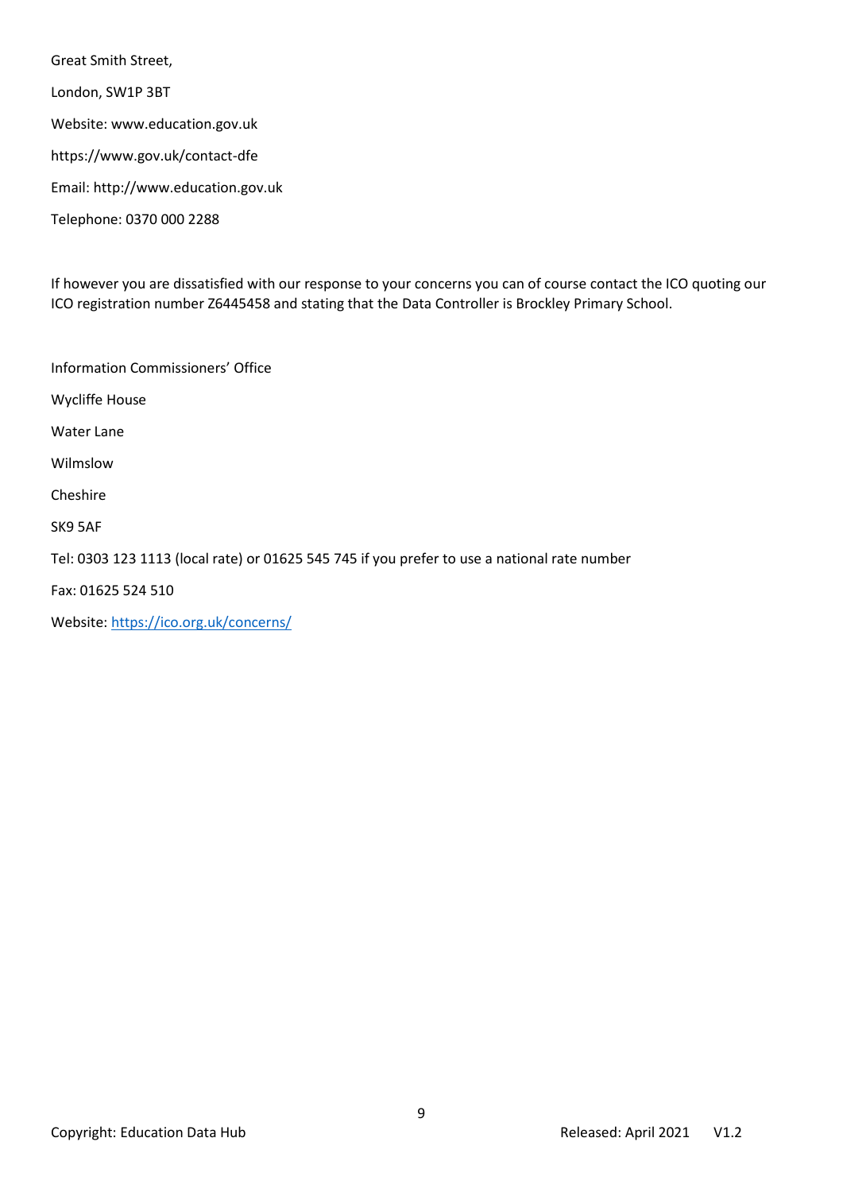Great Smith Street,

London, SW1P 3BT

Website: www.education.gov.uk

https://www.gov.uk/contact-dfe

Email: http://www.education.gov.uk

Telephone: 0370 000 2288

If however you are dissatisfied with our response to your concerns you can of course contact the ICO quoting our ICO registration number Z6445458 and stating that the Data Controller is Brockley Primary School.

Information Commissioners' Office

Wycliffe House

Water Lane

Wilmslow

Cheshire

SK9 5AF

Tel: 0303 123 1113 (local rate) or 01625 545 745 if you prefer to use a national rate number

Fax: 01625 524 510

Website: https://ico.org.uk/concerns/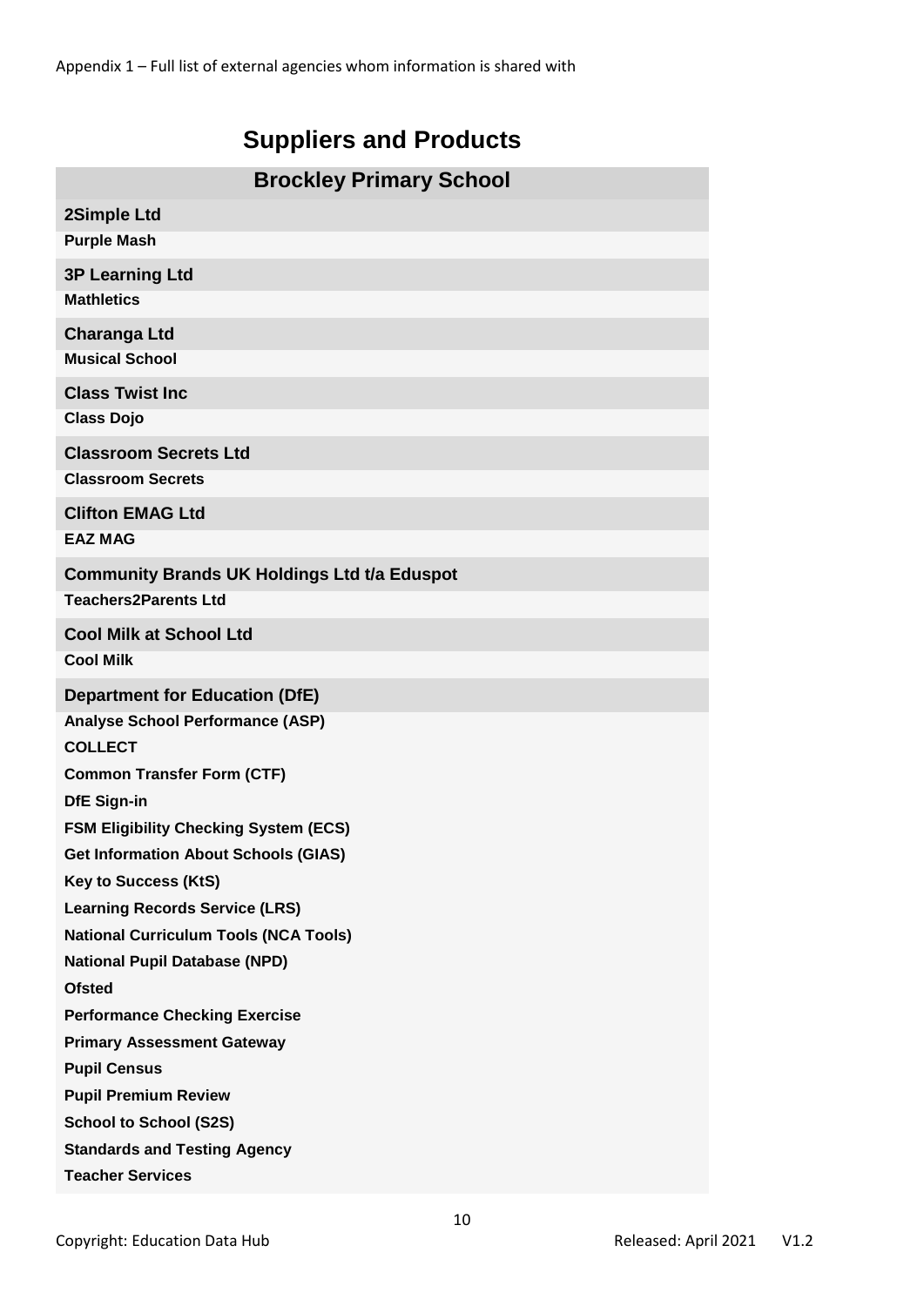Appendix 1 – Full list of external agencies whom information is shared with

# Suppliers and Products

## Brockley Primary School

### 2Simple Ltd

**Purple Mash**

### 3P Learning Ltd

**Mathletics**

### Charanga Ltd

**Musical School**

### Class Twist Inc

**Class Dojo**

### Classroom Secrets Ltd

**Classroom Secrets**

### Clifton EMAG Ltd

**EAZ MAG**

### Community Brands UK Holdings Ltd t/a Eduspot

**Teachers2Parents Ltd**

### Cool Milk at School Ltd

**Cool Milk**

### Department for Education (DfE)

**Analyse School Performance (ASP)**

**COLLECT**

**Common Transfer Form (CTF)**

**DfE Sign-in**

**FSM Eligibility Checking System (ECS)**

**Get Information About Schools (GIAS)**

**Key to Success (KtS)**

**Learning Records Service (LRS)**

**National Curriculum Tools (NCA Tools)**

**National Pupil Database (NPD)**

**Ofsted**

**Performance Checking Exercise**

**Primary Assessment Gateway**

**Pupil Census**

**Pupil Premium Review**

**School to School (S2S)**

**Standards and Testing Agency**

**Teacher Services**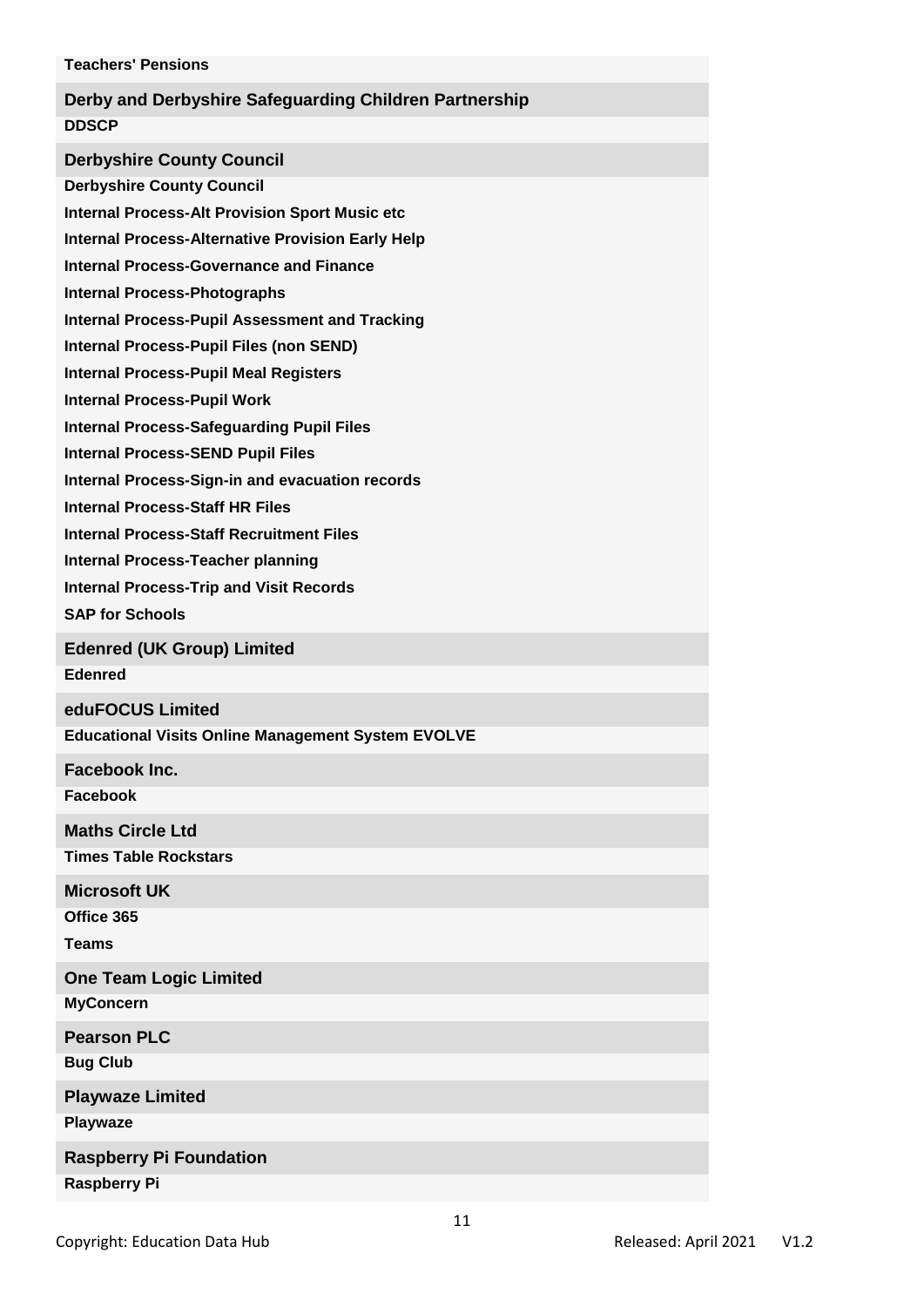**Teachers' Pensions**

### Derby and Derbyshire Safeguarding Children Partnership

**DDSCP**

### Derbyshire County Council

**Derbyshire County Council**

**Internal Process-Alt Provision Sport Music etc**

**Internal Process-Alternative Provision Early Help**

**Internal Process-Governance and Finance**

**Internal Process-Photographs**

**Internal Process-Pupil Assessment and Tracking**

**Internal Process-Pupil Files (non SEND)**

**Internal Process-Pupil Meal Registers**

**Internal Process-Pupil Work**

**Internal Process-Safeguarding Pupil Files**

**Internal Process-SEND Pupil Files**

**Internal Process-Sign-in and evacuation records**

**Internal Process-Staff HR Files**

**Internal Process-Staff Recruitment Files**

**Internal Process-Teacher planning**

**Internal Process-Trip and Visit Records**

**SAP for Schools**

### Edenred (UK Group) Limited

**Edenred**

### eduFOCUS Limited

**Educational Visits Online Management System EVOLVE**

### Facebook Inc.

**Facebook**

### Maths Circle Ltd

**Times Table Rockstars**

### Microsoft UK

**Office 365**

**Teams**

### One Team Logic Limited

**MyConcern**

### Pearson PLC

**Bug Club**

### Playwaze Limited

**Playwaze**

### Raspberry Pi Foundation

**Raspberry Pi**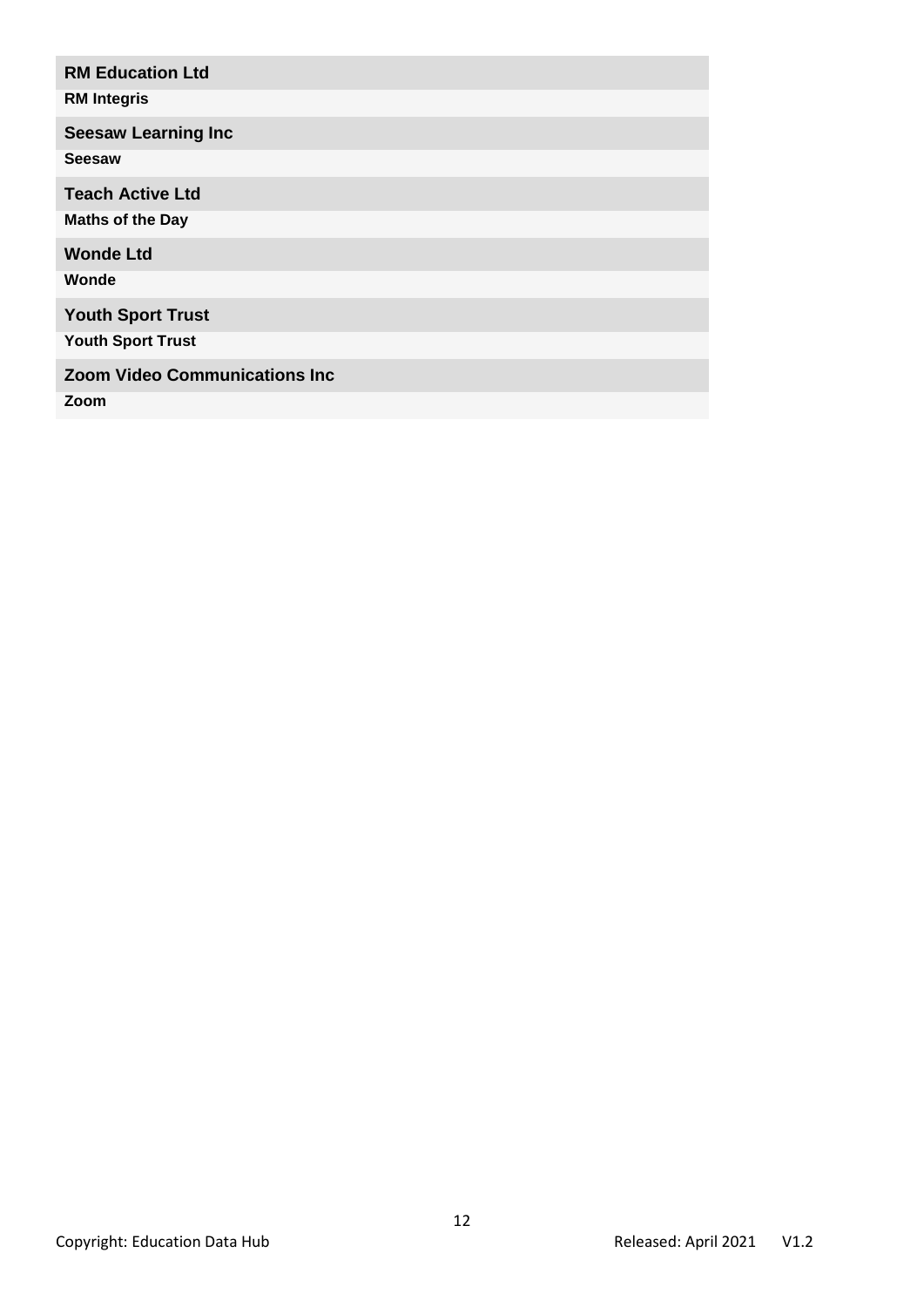**RM Education Ltd**

**RM Integris**

**Seesaw Learning Inc**

**Seesaw**

**Teach Active Ltd**

**Maths of the Day**

**Wonde Ltd**

**Wonde**

**Youth Sport Trust**

**Youth Sport Trust**

**Zoom Video Communications Inc**

**Zoom**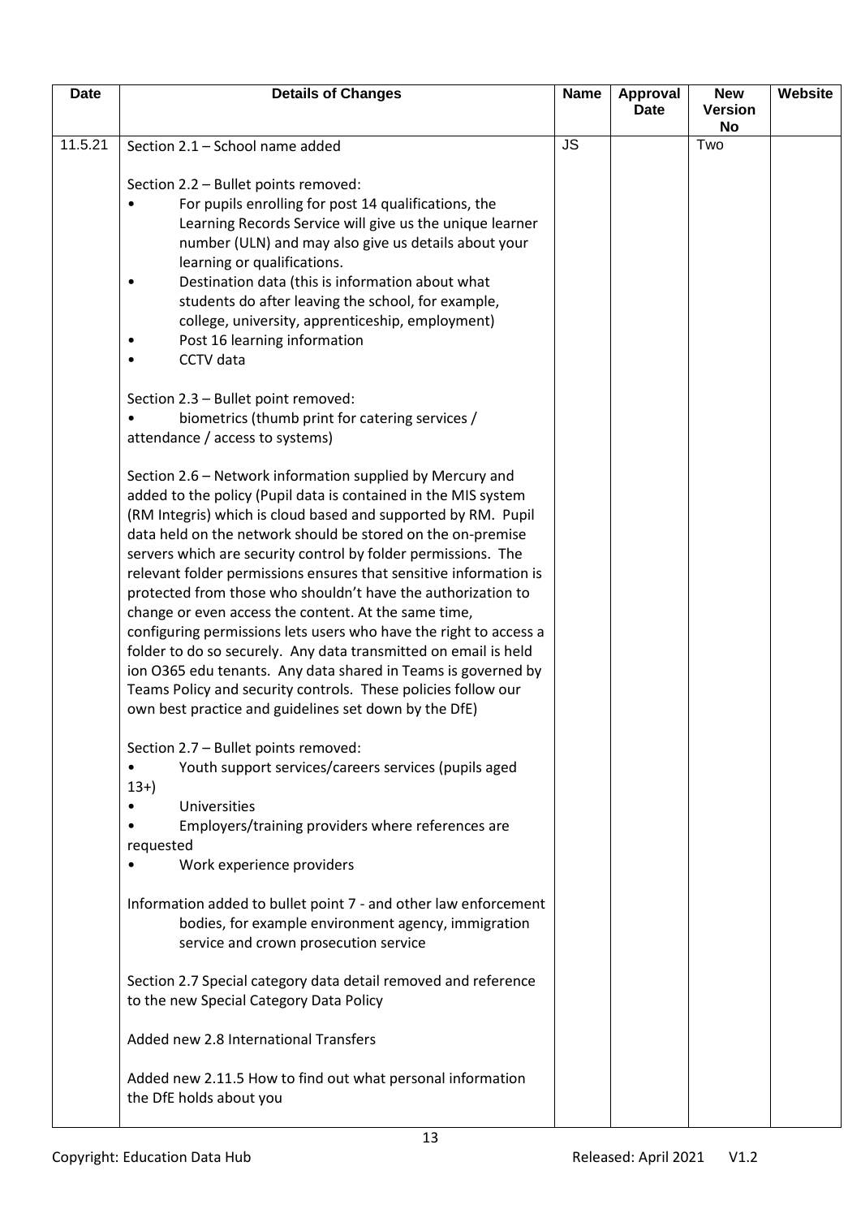| Date | Details of Changes | Name | Approval Date | New Version No | Website |
|---|---|---|---|---|---|
| 11.5.21 | Section 2.1 – School name added<br><br>Section 2.2 – Bullet points removed:<br>• For pupils enrolling for post 14 qualifications, the Learning Records Service will give us the unique learner number (ULN) and may also give us details about your learning or qualifications.<br>• Destination data (this is information about what students do after leaving the school, for example, college, university, apprenticeship, employment)<br>• Post 16 learning information<br>• CCTV data<br><br>Section 2.3 – Bullet point removed:<br>• biometrics (thumb print for catering services / attendance / access to systems)<br><br>Section 2.6 – Network information supplied by Mercury and added to the policy (Pupil data is contained in the MIS system (RM Integris) which is cloud based and supported by RM. Pupil data held on the network should be stored on the on-premise servers which are security control by folder permissions. The relevant folder permissions ensures that sensitive information is protected from those who shouldn't have the authorization to change or even access the content. At the same time, configuring permissions lets users who have the right to access a folder to do so securely. Any data transmitted on email is held ion O365 edu tenants. Any data shared in Teams is governed by Teams Policy and security controls. These policies follow our own best practice and guidelines set down by the DfE)<br><br>Section 2.7 – Bullet points removed:<br>• Youth support services/careers services (pupils aged 13+)<br>• Universities<br>• Employers/training providers where references are requested<br>• Work experience providers<br><br>Information added to bullet point 7 - and other law enforcement bodies, for example environment agency, immigration service and crown prosecution service<br><br>Section 2.7 Special category data detail removed and reference to the new Special Category Data Policy<br><br>Added new 2.8 International Transfers<br><br>Added new 2.11.5 How to find out what personal information the DfE holds about you | JS | | Two | |

Copyright: Education Data Hub — Released: April 2021 V1.2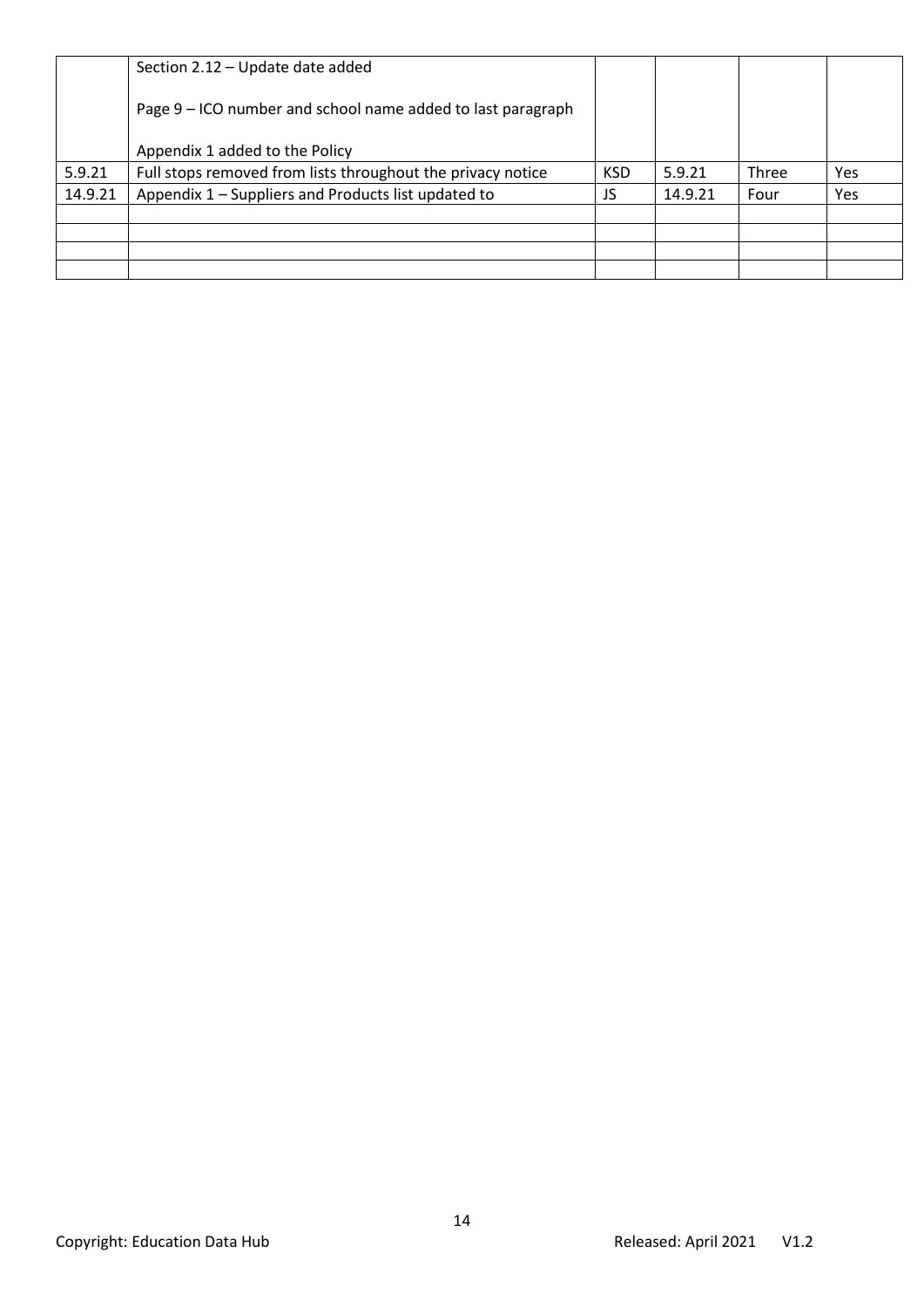| | | | | | |
|---|---|---|---|---|---|
| | Section 2.12 – Update date added<br><br>Page 9 – ICO number and school name added to last paragraph<br><br>Appendix 1 added to the Policy | | | | |
| 5.9.21 | Full stops removed from lists throughout the privacy notice | KSD | 5.9.21 | Three | Yes |
| 14.9.21 | Appendix 1 – Suppliers and Products list updated to | JS | 14.9.21 | Four | Yes |
| | | | | | |
| | | | | | |
| | | | | | |
| | | | | | |

Copyright: Education Data Hub Released: April 2021 V1.2